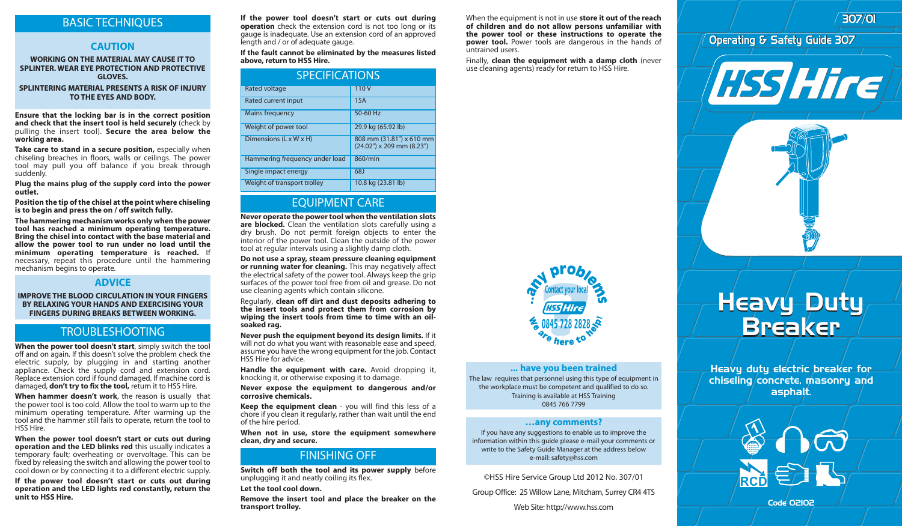## BASIC TECHNIQUES

### CAUTION

**WORKING ON THE MATERIAL MAY CAUSE IT TO SPLINTER. WEAR EYE PROTECTION AND PROTECTIVE GLOVES.**

**SPLINTERING MATERIAL PRESENTS A RISK OF INJURY TO THE EYES AND BODY.**

**Ensure that the locking bar is in the correct position and check that the insert tool is held securely** (check by pulling the insert tool). **Secure the area below the working area.**

**Take care to stand in a secure position,** especially when chiseling breaches in floors, walls or ceilings. The power tool may pull you off balance if you break through suddenly.

**Plug the mains plug of the supply cord into the power outlet.**

**Position the tip of the chisel at the point where chiseling is to begin and press the on / off switch fully.**

**The hammering mechanism works only when the power tool has reached a minimum operating temperature. Bring the chisel into contact with the base material and allow the power tool to run under no load until the minimum operating temperature is reached.** If necessary, repeat this procedure until the hammering mechanism begins to operate.

### ADVICE

**IMPROVE THE BLOOD CIRCULATION IN YOUR FINGERS BY RELAXING YOUR HANDS AND EXERCISING YOUR FINGERS DURING BREAKS BETWEEN WORKING.**

## TROUBLESHOOTING

**When the power tool doesn't start**, simply switch the tool off and on again. If this doesn't solve the problem check the electric supply, by plugging in and starting another appliance. Check the supply cord and extension cord. Replace extension cord if found damaged. If machine cord is damaged, **don't try to fix the tool,** return it to HSS Hire.

**When hammer doesn't work**, the reason is usually that the power tool is too cold. Allow the tool to warm up to the minimum operating temperature. After warming up the tool and the hammer still fails to operate, return the tool to HSS Hire.

**When the power tool doesn't start or cuts out during operation and the LED blinks red** this usually indicates a temporary fault; overheating or overvoltage. This can be fixed by releasing the switch and allowing the power tool to cool down or by connecting it to a different electric supply.

**If the power tool doesn't start or cuts out during operation and the LED lights red constantly, return the unit to HSS Hire.**

**If the power tool doesn't start or cuts out during operation** check the extension cord is not too long or its gauge is inadequate. Use an extension cord of an approved length and / or of adequate gauge.

**If the fault cannot be eliminated by the measures listed above, return to HSS Hire.**

## SPECIFICATIONS

| | |
|---|---|
| Rated voltage | 110 V |
| Rated current input | 15A |
| Mains frequency | 50-60 Hz |
| Weight of power tool | 29.9 kg (65.92 lb) |
| Dimensions (L x W x H) | 808 mm (31.81") x 610 mm (24.02") x 209 mm (8.23") |
| Hammering frequency under load | 860/min |
| Single impact energy | 68J |
| Weight of transport trolley | 10.8 kg (23.81 lb) |

## EQUIPMENT CARE

**Never operate the power tool when the ventilation slots are blocked.** Clean the ventilation slots carefully using a dry brush. Do not permit foreign objects to enter the interior of the power tool. Clean the outside of the power tool at regular intervals using a slightly damp cloth.

**Do not use a spray, steam pressure cleaning equipment or running water for cleaning.** This may negatively affect the electrical safety of the power tool. Always keep the grip surfaces of the power tool free from oil and grease. Do not use cleaning agents which contain silicone.

Regularly, **clean off dirt and dust deposits adhering to the insert tools and protect them from corrosion by wiping the insert tools from time to time with an oil-soaked rag.**

**Never push the equipment beyond its design limits.** If it will not do what you want with reasonable ease and speed, assume you have the wrong equipment for the job. Contact HSS Hire for advice.

**Handle the equipment with care.** Avoid dropping it, knocking it, or otherwise exposing it to damage.

**Never expose the equipment to dangerous and/or corrosive chemicals.**

**Keep the equipment clean** - you will find this less of a chore if you clean it regularly, rather than wait until the end of the hire period.

**When not in use, store the equipment somewhere clean, dry and secure.**

## FINISHING OFF

**Switch off both the tool and its power supply** before unplugging it and neatly coiling its flex.

**Let the tool cool down.**

**Remove the insert tool and place the breaker on the transport trolley.**

When the equipment is not in use **store it out of the reach of children and do not allow persons unfamiliar with the power tool or these instructions to operate the power tool.** Power tools are dangerous in the hands of untrained users.

Finally, **clean the equipment with a damp cloth** (never use cleaning agents) ready for return to HSS Hire.

...any problems? Contact your local HSS Hire 0845 728 2828 We are here to help!

### ... have you been trained

The law requires that personnel using this type of equipment in the workplace must be competent and qualified to do so. Training is available at HSS Training 0845 766 7799

### ...any comments?

If you have any suggestions to enable us to improve the information within this guide please e-mail your comments or write to the Safety Guide Manager at the address below e-mail: safety@hss.com

©HSS Hire Service Group Ltd 2012 No. 307/01

Group Office: 25 Willow Lane, Mitcham, Surrey CR4 4TS

Web Site: http://www.hss.com

307/01

Operating & Safety Guide 307

HSS Hire

# Heavy Duty Breaker

Heavy duty electric breaker for chiseling concrete, masonry and asphalt.

Code 02102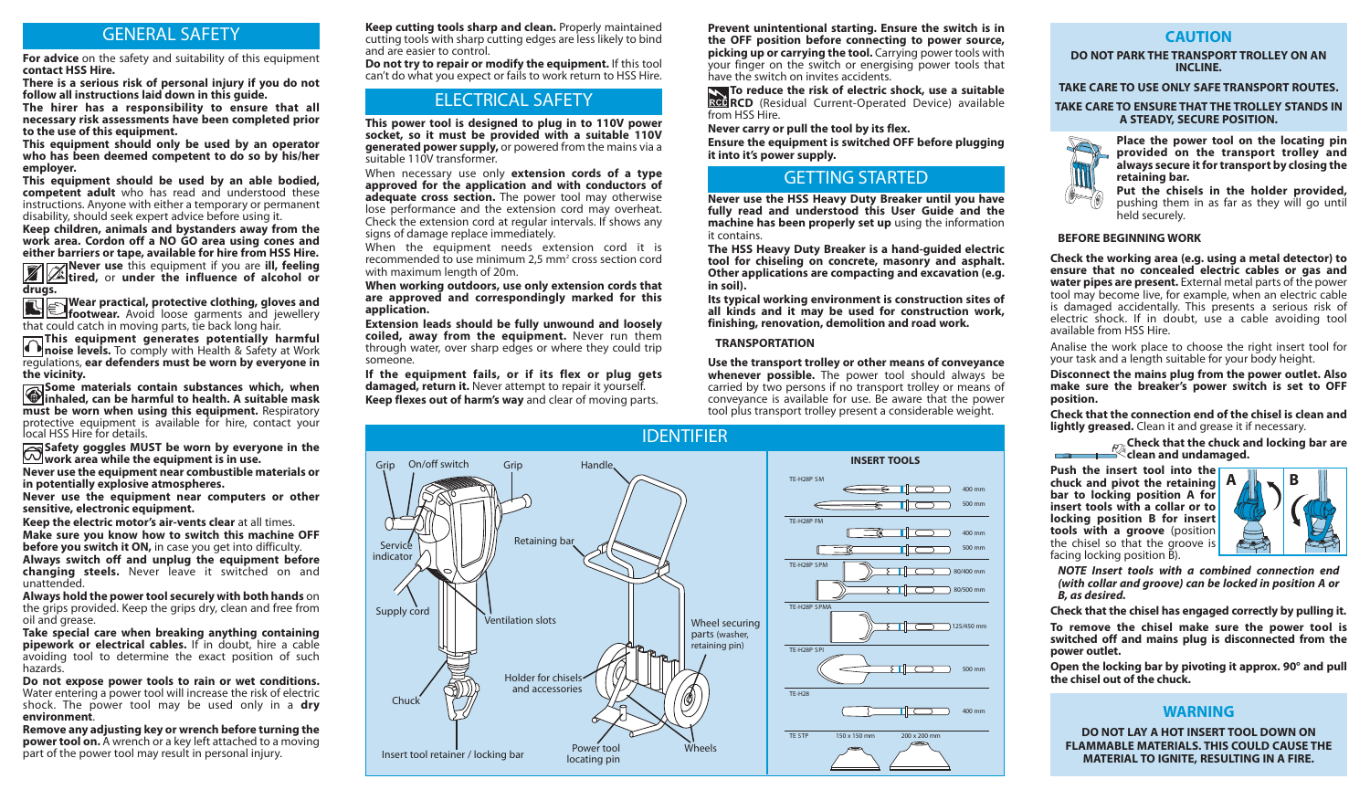## GENERAL SAFETY

**For advice** on the safety and suitability of this equipment **contact HSS Hire.**

**There is a serious risk of personal injury if you do not follow all instructions laid down in this guide.**

**The hirer has a responsibility to ensure that all necessary risk assessments have been completed prior to the use of this equipment.**

**This equipment should only be used by an operator who has been deemed competent to do so by his/her employer.**

**This equipment should be used by an able bodied, competent adult** who has read and understood these instructions. Anyone with either a temporary or permanent disability, should seek expert advice before using it.

**Keep children, animals and bystanders away from the work area. Cordon off a NO GO area using cones and either barriers or tape, available for hire from HSS Hire.**

**Never use** this equipment if you are **ill, feeling tired,** or **under the influence of alcohol or drugs.**

**Wear practical, protective clothing, gloves and footwear.** Avoid loose garments and jewellery that could catch in moving parts, tie back long hair.

**This equipment generates potentially harmful noise levels.** To comply with Health & Safety at Work regulations, **ear defenders must be worn by everyone in the vicinity.**

**Some materials contain substances which, when inhaled, can be harmful to health. A suitable mask must be worn when using this equipment.** Respiratory protective equipment is available for hire, contact your local HSS Hire for details.

**Safety goggles MUST be worn by everyone in the work area while the equipment is in use.**

**Never use the equipment near combustible materials or in potentially explosive atmospheres.**

**Never use the equipment near computers or other sensitive, electronic equipment.**

**Keep the electric motor's air-vents clear** at all times.

**Make sure you know how to switch this machine OFF before you switch it ON,** in case you get into difficulty.

**Always switch off and unplug the equipment before changing steels.** Never leave it switched on and unattended.

**Always hold the power tool securely with both hands** on the grips provided. Keep the grips dry, clean and free from oil and grease.

**Take special care when breaking anything containing pipework or electrical cables.** If in doubt, hire a cable avoiding tool to determine the exact position of such hazards.

**Do not expose power tools to rain or wet conditions.** Water entering a power tool will increase the risk of electric shock. The power tool may be used only in a **dry environment**.

**Remove any adjusting key or wrench before turning the power tool on.** A wrench or a key left attached to a moving part of the power tool may result in personal injury.

**Keep cutting tools sharp and clean.** Properly maintained cutting tools with sharp cutting edges are less likely to bind and are easier to control.

**Do not try to repair or modify the equipment.** If this tool can't do what you expect or fails to work return to HSS Hire.

## ELECTRICAL SAFETY

**This power tool is designed to plug in to 110V power socket, so it must be provided with a suitable 110V generated power supply,** or powered from the mains via a suitable 110V transformer.

When necessary use only **extension cords of a type approved for the application and with conductors of adequate cross section.** The power tool may otherwise lose performance and the extension cord may overheat. Check the extension cord at regular intervals. If shows any signs of damage replace immediately.

When the equipment needs extension cord it is recommended to use minimum 2,5 mm² cross section cord with maximum length of 20m.

**When working outdoors, use only extension cords that are approved and correspondingly marked for this application.**

**Extension leads should be fully unwound and loosely coiled, away from the equipment.** Never run them through water, over sharp edges or where they could trip someone.

**If the equipment fails, or if its flex or plug gets damaged, return it.** Never attempt to repair it yourself.

**Keep flexes out of harm's way** and clear of moving parts.

**Prevent unintentional starting. Ensure the switch is in the OFF position before connecting to power source, picking up or carrying the tool.** Carrying power tools with your finger on the switch or energising power tools that have the switch on invites accidents.

**To reduce the risk of electric shock, use a suitable RCD** (Residual Current-Operated Device) available from HSS Hire.

**Never carry or pull the tool by its flex.**

**Ensure the equipment is switched OFF before plugging it into it's power supply.**

## GETTING STARTED

**Never use the HSS Heavy Duty Breaker until you have fully read and understood this User Guide and the machine has been properly set up** using the information it contains.

**The HSS Heavy Duty Breaker is a hand-guided electric tool for chiseling on concrete, masonry and asphalt. Other applications are compacting and excavation (e.g. in soil).**

**Its typical working environment is construction sites of all kinds and it may be used for construction work, finishing, renovation, demolition and road work.**

### TRANSPORTATION

**Use the transport trolley or other means of conveyance whenever possible.** The power tool should always be carried by two persons if no transport trolley or means of conveyance is available for use. Be aware that the power tool plus transport trolley present a considerable weight.

## IDENTIFIER

Grip
On/off switch
Grip
Handle
Service indicator
Retaining bar
Supply cord
Ventilation slots
Wheel securing parts (washer, retaining pin)
Holder for chisels and accessories
Chuck
Insert tool retainer / locking bar
Power tool locating pin
Wheels

**INSERT TOOLS**

TE-H28P SM
400 mm
500 mm
TE-H28P FM
400 mm
500 mm
TE-H28P SPM
80/400 mm
80/500 mm
TE-H28P SPMA
125/450 mm
TE-H28P SPI
500 mm
TE-H28
400 mm
TE STP
150 x 150 mm
200 x 200 mm

## CAUTION

**DO NOT PARK THE TRANSPORT TROLLEY ON AN INCLINE.**

**TAKE CARE TO USE ONLY SAFE TRANSPORT ROUTES.**

**TAKE CARE TO ENSURE THAT THE TROLLEY STANDS IN A STEADY, SECURE POSITION.**

**Place the power tool on the locating pin provided on the transport trolley and always secure it for transport by closing the retaining bar.**

**Put the chisels in the holder provided,** pushing them in as far as they will go until held securely.

### BEFORE BEGINNING WORK

**Check the working area (e.g. using a metal detector) to ensure that no concealed electric cables or gas and water pipes are present.** External metal parts of the power tool may become live, for example, when an electric cable is damaged accidentally. This presents a serious risk of electric shock. If in doubt, use a cable avoiding tool available from HSS Hire.

Analise the work place to choose the right insert tool for your task and a length suitable for your body height.

**Disconnect the mains plug from the power outlet. Also make sure the breaker's power switch is set to OFF position.**

**Check that the connection end of the chisel is clean and lightly greased.** Clean it and grease it if necessary.

**Check that the chuck and locking bar are clean and undamaged.**

**Push the insert tool into the chuck and pivot the retaining bar to locking position A for insert tools with a collar or to locking position B for insert tools with a groove** (position the chisel so that the groove is facing locking position B).

A
B

***NOTE Insert tools with a combined connection end (with collar and groove) can be locked in position A or B, as desired.***

**Check that the chisel has engaged correctly by pulling it.**

**To remove the chisel make sure the power tool is switched off and mains plug is disconnected from the power outlet.**

**Open the locking bar by pivoting it approx. 90° and pull the chisel out of the chuck.**

## WARNING

**DO NOT LAY A HOT INSERT TOOL DOWN ON FLAMMABLE MATERIALS. THIS COULD CAUSE THE MATERIAL TO IGNITE, RESULTING IN A FIRE.**